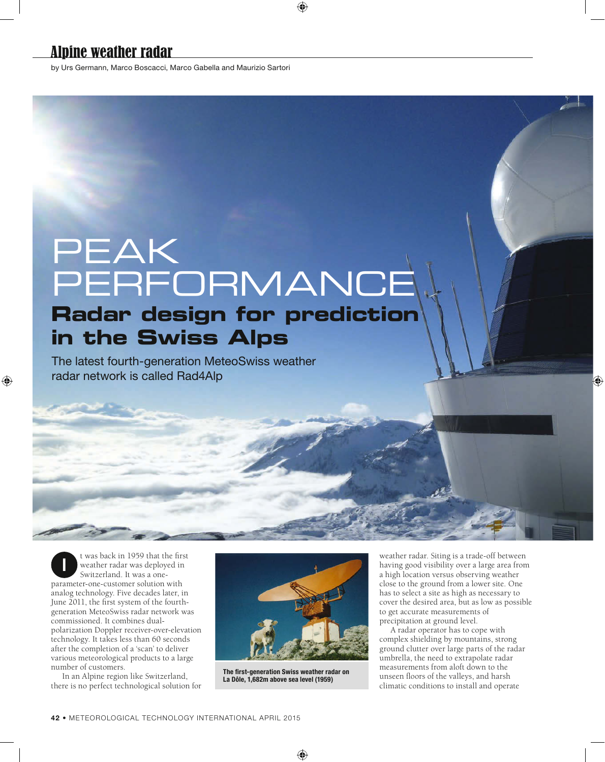Alpine weather radar

by Urs Germann, Marco Boscacci, Marco Gabella and Maurizio Sartori

# PEAK PERFORMANCE

## Radar design for prediction in the Swiss Alps

The latest fourth-generation MeteoSwiss weather radar network is called Rad4Alp

It was back in 1959 that the first weather radar was deployed in Switzerland. It was a one-parameter-one-customer solution with analog technology. Five decades later, in June 2011, the first system of the fourth-generation MeteoSwiss radar network was commissioned. It combines dual-polarization Doppler receiver-over-elevation technology. It takes less than 60 seconds after the completion of a 'scan' to deliver various meteorological products to a large number of customers.

In an Alpine region like Switzerland, there is no perfect technological solution for weather radar. Siting is a trade-off between having good visibility over a large area from a high location versus observing weather close to the ground from a lower site. One has to select a site as high as necessary to cover the desired area, but as low as possible to get accurate measurements of precipitation at ground level.

A radar operator has to cope with complex shielding by mountains, strong ground clutter over large parts of the radar umbrella, the need to extrapolate radar measurements from aloft down to the unseen floors of the valleys, and harsh climatic conditions to install and operate

The first-generation Swiss weather radar on La Dôle, 1,682m above sea level (1959)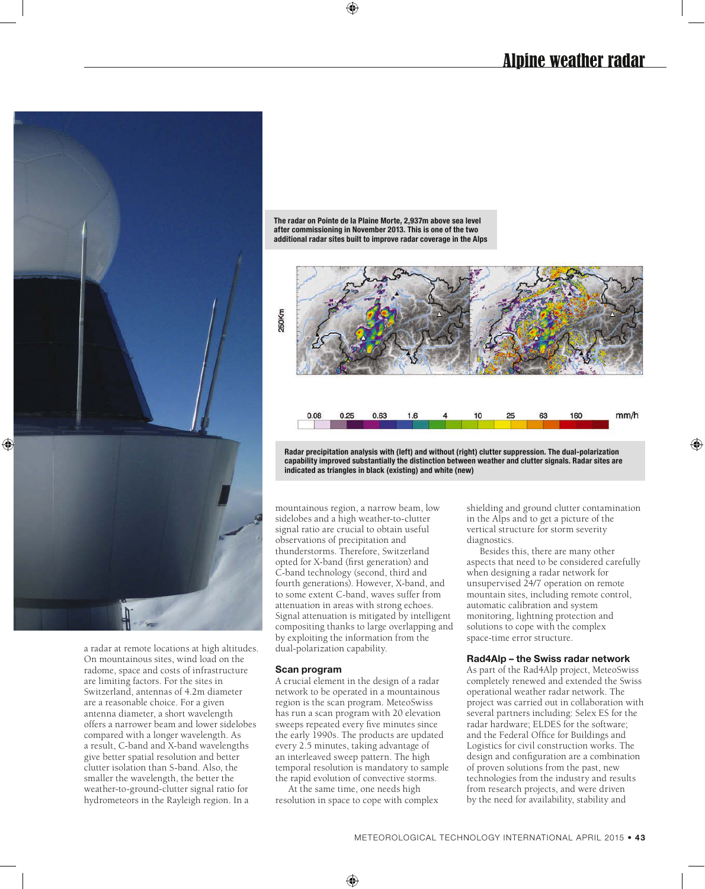The radar on Pointe de la Plaine Morte, 2,937m above sea level after commissioning in November 2013. This is one of the two additional radar sites built to improve radar coverage in the Alps

250Km

0.08 0.25 0.63 1.6 4 10 25 63 160 mm/h

Radar precipitation analysis with (left) and without (right) clutter suppression. The dual-polarization capability improved substantially the distinction between weather and clutter signals. Radar sites are indicated as triangles in black (existing) and white (new)

a radar at remote locations at high altitudes. On mountainous sites, wind load on the radome, space and costs of infrastructure are limiting factors. For the sites in Switzerland, antennas of 4.2m diameter are a reasonable choice. For a given antenna diameter, a short wavelength offers a narrower beam and lower sidelobes compared with a longer wavelength. As a result, C-band and X-band wavelengths give better spatial resolution and better clutter isolation than S-band. Also, the smaller the wavelength, the better the weather-to-ground-clutter signal ratio for hydrometeors in the Rayleigh region. In a mountainous region, a narrow beam, low sidelobes and a high weather-to-clutter signal ratio are crucial to obtain useful observations of precipitation and thunderstorms. Therefore, Switzerland opted for X-band (first generation) and C-band technology (second, third and fourth generations). However, X-band, and to some extent C-band, waves suffer from attenuation in areas with strong echoes. Signal attenuation is mitigated by intelligent compositing thanks to large overlapping and by exploiting the information from the dual-polarization capability.

## Scan program

A crucial element in the design of a radar network to be operated in a mountainous region is the scan program. MeteoSwiss has run a scan program with 20 elevation sweeps repeated every five minutes since the early 1990s. The products are updated every 2.5 minutes, taking advantage of an interleaved sweep pattern. The high temporal resolution is mandatory to sample the rapid evolution of convective storms.

At the same time, one needs high resolution in space to cope with complex shielding and ground clutter contamination in the Alps and to get a picture of the vertical structure for storm severity diagnostics.

Besides this, there are many other aspects that need to be considered carefully when designing a radar network for unsupervised 24/7 operation on remote mountain sites, including remote control, automatic calibration and system monitoring, lightning protection and solutions to cope with the complex space-time error structure.

## Rad4Alp – the Swiss radar network

As part of the Rad4Alp project, MeteoSwiss completely renewed and extended the Swiss operational weather radar network. The project was carried out in collaboration with several partners including: Selex ES for the radar hardware; ELDES for the software; and the Federal Office for Buildings and Logistics for civil construction works. The design and configuration are a combination of proven solutions from the past, new technologies from the industry and results from research projects, and were driven by the need for availability, stability and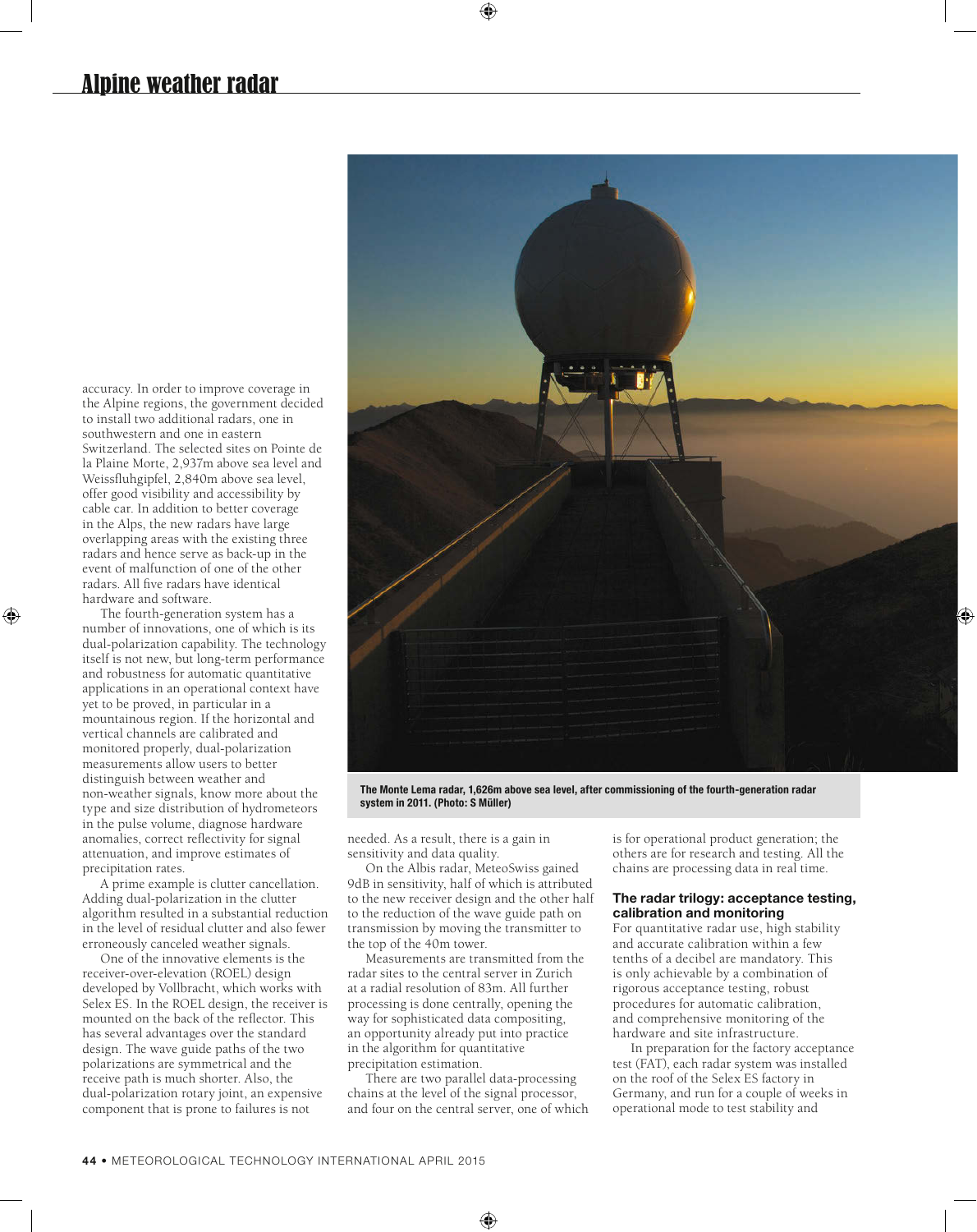accuracy. In order to improve coverage in the Alpine regions, the government decided to install two additional radars, one in southwestern and one in eastern Switzerland. The selected sites on Pointe de la Plaine Morte, 2,937m above sea level and Weissfluhgipfel, 2,840m above sea level, offer good visibility and accessibility by cable car. In addition to better coverage in the Alps, the new radars have large overlapping areas with the existing three radars and hence serve as back-up in the event of malfunction of one of the other radars. All five radars have identical hardware and software.

The fourth-generation system has a number of innovations, one of which is its dual-polarization capability. The technology itself is not new, but long-term performance and robustness for automatic quantitative applications in an operational context have yet to be proved, in particular in a mountainous region. If the horizontal and vertical channels are calibrated and monitored properly, dual-polarization measurements allow users to better distinguish between weather and non-weather signals, know more about the type and size distribution of hydrometeors in the pulse volume, diagnose hardware anomalies, correct reflectivity for signal attenuation, and improve estimates of precipitation rates.

A prime example is clutter cancellation. Adding dual-polarization in the clutter algorithm resulted in a substantial reduction in the level of residual clutter and also fewer erroneously canceled weather signals.

One of the innovative elements is the receiver-over-elevation (ROEL) design developed by Vollbracht, which works with Selex ES. In the ROEL design, the receiver is mounted on the back of the reflector. This has several advantages over the standard design. The wave guide paths of the two polarizations are symmetrical and the receive path is much shorter. Also, the dual-polarization rotary joint, an expensive component that is prone to failures is not needed. As a result, there is a gain in sensitivity and data quality.

The Monte Lema radar, 1,626m above sea level, after commissioning of the fourth-generation radar system in 2011. (Photo: S Müller)

On the Albis radar, MeteoSwiss gained 9dB in sensitivity, half of which is attributed to the new receiver design and the other half to the reduction of the wave guide path on transmission by moving the transmitter to the top of the 40m tower.

Measurements are transmitted from the radar sites to the central server in Zurich at a radial resolution of 83m. All further processing is done centrally, opening the way for sophisticated data compositing, an opportunity already put into practice in the algorithm for quantitative precipitation estimation.

There are two parallel data-processing chains at the level of the signal processor, and four on the central server, one of which is for operational product generation; the others are for research and testing. All the chains are processing data in real time.

## The radar trilogy: acceptance testing, calibration and monitoring

For quantitative radar use, high stability and accurate calibration within a few tenths of a decibel are mandatory. This is only achievable by a combination of rigorous acceptance testing, robust procedures for automatic calibration, and comprehensive monitoring of the hardware and site infrastructure.

In preparation for the factory acceptance test (FAT), each radar system was installed on the roof of the Selex ES factory in Germany, and run for a couple of weeks in operational mode to test stability and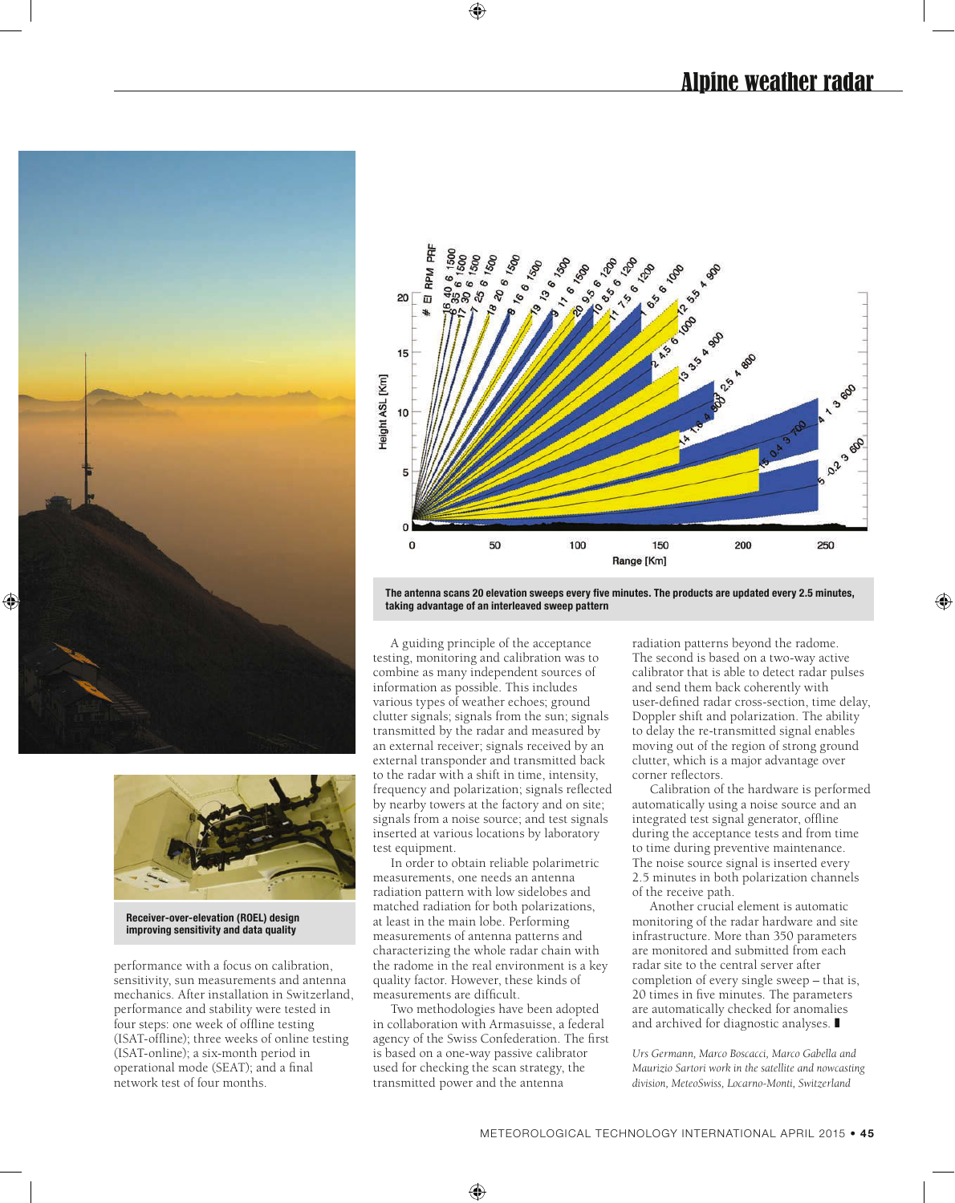Height ASL [Km]
Range [Km]
# El RPM PRF
0 50 100 150 200 250
0 5 10 15 20
16 40 6 1500
6 35 6 1500
17 30 6 1500
7 25 6 1500
18 20 6 1500
8 16 6 1500
19 13 6 1500
9 11 6 1500
20 9.5 6 1200
10 8.5 6 1200
11 7.5 6 1200
1 6.5 6 1000
12 5.5 4 900
2 4.5 6 1000
13 3.5 4 900
3 2.5 4 800
14 1.6 4 800
4 1 3 600
15 0.4 3 700
5 -0.2 3 600

The antenna scans 20 elevation sweeps every five minutes. The products are updated every 2.5 minutes, taking advantage of an interleaved sweep pattern

Receiver-over-elevation (ROEL) design improving sensitivity and data quality

performance with a focus on calibration, sensitivity, sun measurements and antenna mechanics. After installation in Switzerland, performance and stability were tested in four steps: one week of offline testing (ISAT-offline); three weeks of online testing (ISAT-online); a six-month period in operational mode (SEAT); and a final network test of four months.

A guiding principle of the acceptance testing, monitoring and calibration was to combine as many independent sources of information as possible. This includes various types of weather echoes; ground clutter signals; signals from the sun; signals transmitted by the radar and measured by an external receiver; signals received by an external transponder and transmitted back to the radar with a shift in time, intensity, frequency and polarization; signals reflected by nearby towers at the factory and on site; signals from a noise source; and test signals inserted at various locations by laboratory test equipment.

In order to obtain reliable polarimetric measurements, one needs an antenna radiation pattern with low sidelobes and matched radiation for both polarizations, at least in the main lobe. Performing measurements of antenna patterns and characterizing the whole radar chain with the radome in the real environment is a key quality factor. However, these kinds of measurements are difficult.

Two methodologies have been adopted in collaboration with Armasuisse, a federal agency of the Swiss Confederation. The first is based on a one-way passive calibrator used for checking the scan strategy, the transmitted power and the antenna radiation patterns beyond the radome. The second is based on a two-way active calibrator that is able to detect radar pulses and send them back coherently with user-defined radar cross-section, time delay, Doppler shift and polarization. The ability to delay the re-transmitted signal enables moving out of the region of strong ground clutter, which is a major advantage over corner reflectors.

Calibration of the hardware is performed automatically using a noise source and an integrated test signal generator, offline during the acceptance tests and from time to time during preventive maintenance. The noise source signal is inserted every 2.5 minutes in both polarization channels of the receive path.

Another crucial element is automatic monitoring of the radar hardware and site infrastructure. More than 350 parameters are monitored and submitted from each radar site to the central server after completion of every single sweep – that is, 20 times in five minutes. The parameters are automatically checked for anomalies and archived for diagnostic analyses. ∎

*Urs Germann, Marco Boscacci, Marco Gabella and Maurizio Sartori work in the satellite and nowcasting division, MeteoSwiss, Locarno-Monti, Switzerland*